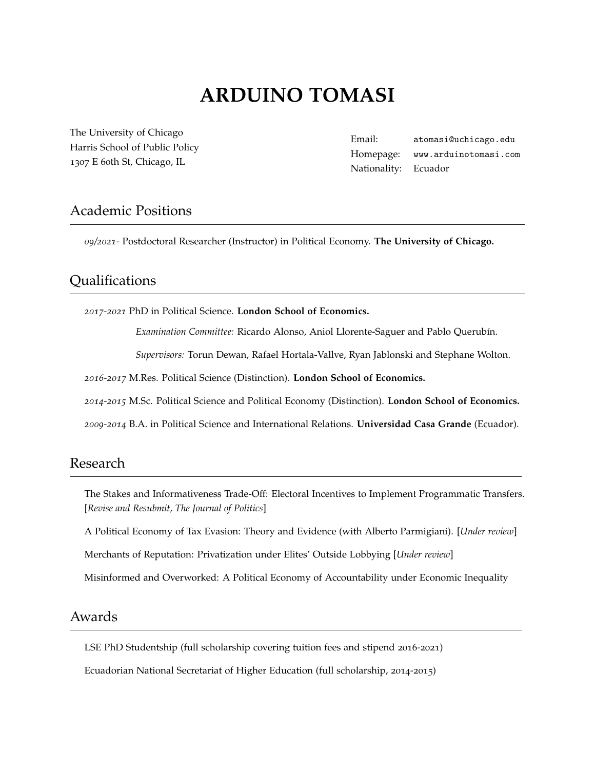# ARDUINO TOMASI

The University of Chicago
Harris School of Public Policy
1307 E 60th St, Chicago, IL

| | |
|---|---|
| Email: | atomasi@uchicago.edu |
| Homepage: | www.arduinotomasi.com |
| Nationality: | Ecuador |

## Academic Positions

*09/2021-* Postdoctoral Researcher (Instructor) in Political Economy. **The University of Chicago.**

## Qualifications

*2017-2021* PhD in Political Science. **London School of Economics.**

*Examination Committee:* Ricardo Alonso, Aniol Llorente-Saguer and Pablo Querubín.

*Supervisors:* Torun Dewan, Rafael Hortala-Vallve, Ryan Jablonski and Stephane Wolton.

*2016-2017* M.Res. Political Science (Distinction). **London School of Economics.**

*2014-2015* M.Sc. Political Science and Political Economy (Distinction). **London School of Economics.**

*2009-2014* B.A. in Political Science and International Relations. **Universidad Casa Grande** (Ecuador).

## Research

The Stakes and Informativeness Trade-Off: Electoral Incentives to Implement Programmatic Transfers. [*Revise and Resubmit, The Journal of Politics*]

A Political Economy of Tax Evasion: Theory and Evidence (with Alberto Parmigiani). [*Under review*]

Merchants of Reputation: Privatization under Elites' Outside Lobbying [*Under review*]

Misinformed and Overworked: A Political Economy of Accountability under Economic Inequality

## Awards

LSE PhD Studentship (full scholarship covering tuition fees and stipend 2016-2021)

Ecuadorian National Secretariat of Higher Education (full scholarship, 2014-2015)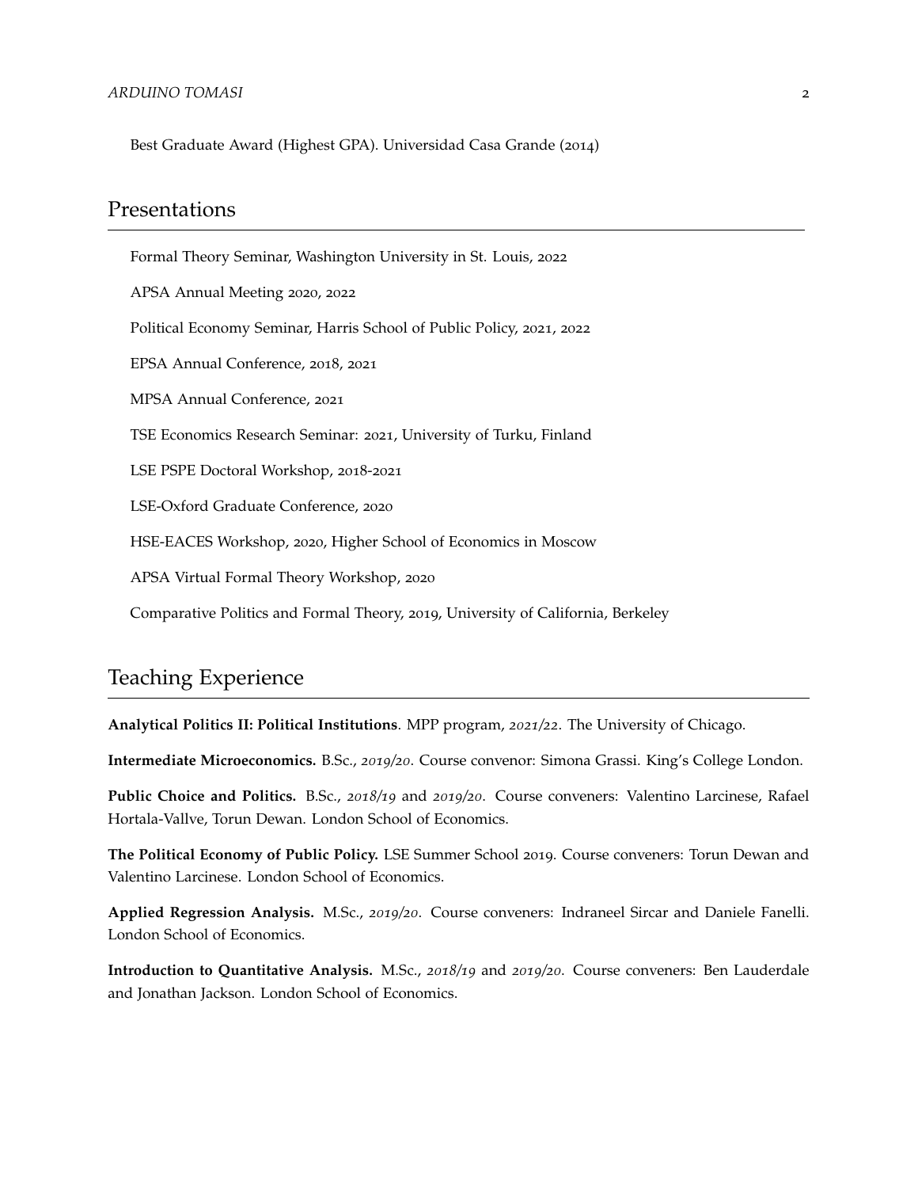Best Graduate Award (Highest GPA). Universidad Casa Grande (2014)

## Presentations

Formal Theory Seminar, Washington University in St. Louis, 2022

APSA Annual Meeting 2020, 2022

Political Economy Seminar, Harris School of Public Policy, 2021, 2022

EPSA Annual Conference, 2018, 2021

MPSA Annual Conference, 2021

TSE Economics Research Seminar: 2021, University of Turku, Finland

LSE PSPE Doctoral Workshop, 2018-2021

LSE-Oxford Graduate Conference, 2020

HSE-EACES Workshop, 2020, Higher School of Economics in Moscow

APSA Virtual Formal Theory Workshop, 2020

Comparative Politics and Formal Theory, 2019, University of California, Berkeley

## Teaching Experience

**Analytical Politics II: Political Institutions**. MPP program, *2021/22*. The University of Chicago.

**Intermediate Microeconomics.** B.Sc., *2019/20*. Course convenor: Simona Grassi. King's College London.

**Public Choice and Politics.** B.Sc., *2018/19* and *2019/20*. Course conveners: Valentino Larcinese, Rafael Hortala-Vallve, Torun Dewan. London School of Economics.

**The Political Economy of Public Policy.** LSE Summer School 2019. Course conveners: Torun Dewan and Valentino Larcinese. London School of Economics.

**Applied Regression Analysis.** M.Sc., *2019/20*. Course conveners: Indraneel Sircar and Daniele Fanelli. London School of Economics.

**Introduction to Quantitative Analysis.** M.Sc., *2018/19* and *2019/20*. Course conveners: Ben Lauderdale and Jonathan Jackson. London School of Economics.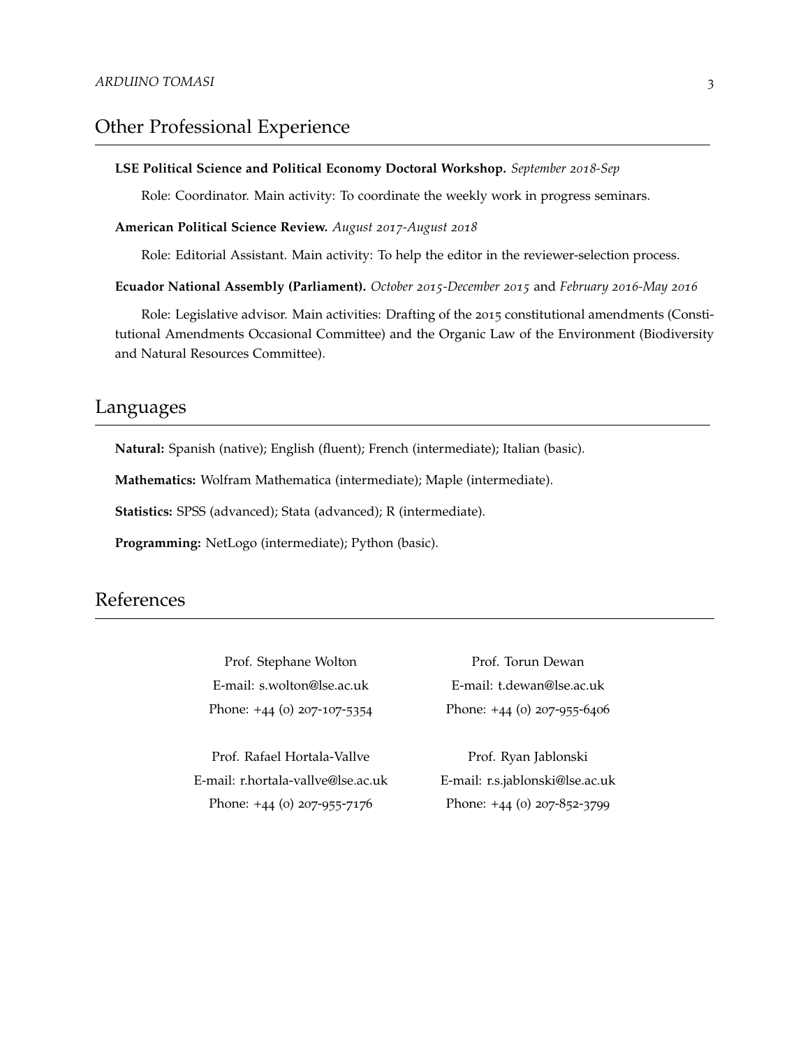## Other Professional Experience

**LSE Political Science and Political Economy Doctoral Workshop.** *September 2018-Sep*

Role: Coordinator. Main activity: To coordinate the weekly work in progress seminars.

**American Political Science Review.** *August 2017-August 2018*

Role: Editorial Assistant. Main activity: To help the editor in the reviewer-selection process.

**Ecuador National Assembly (Parliament).** *October 2015-December 2015* and *February 2016-May 2016*

Role: Legislative advisor. Main activities: Drafting of the 2015 constitutional amendments (Constitutional Amendments Occasional Committee) and the Organic Law of the Environment (Biodiversity and Natural Resources Committee).

## Languages

**Natural:** Spanish (native); English (fluent); French (intermediate); Italian (basic).

**Mathematics:** Wolfram Mathematica (intermediate); Maple (intermediate).

**Statistics:** SPSS (advanced); Stata (advanced); R (intermediate).

**Programming:** NetLogo (intermediate); Python (basic).

## References

Prof. Stephane Wolton
E-mail: s.wolton@lse.ac.uk
Phone: +44 (0) 207-107-5354

Prof. Torun Dewan
E-mail: t.dewan@lse.ac.uk
Phone: +44 (0) 207-955-6406

Prof. Rafael Hortala-Vallve
E-mail: r.hortala-vallve@lse.ac.uk
Phone: +44 (0) 207-955-7176

Prof. Ryan Jablonski
E-mail: r.s.jablonski@lse.ac.uk
Phone: +44 (0) 207-852-3799